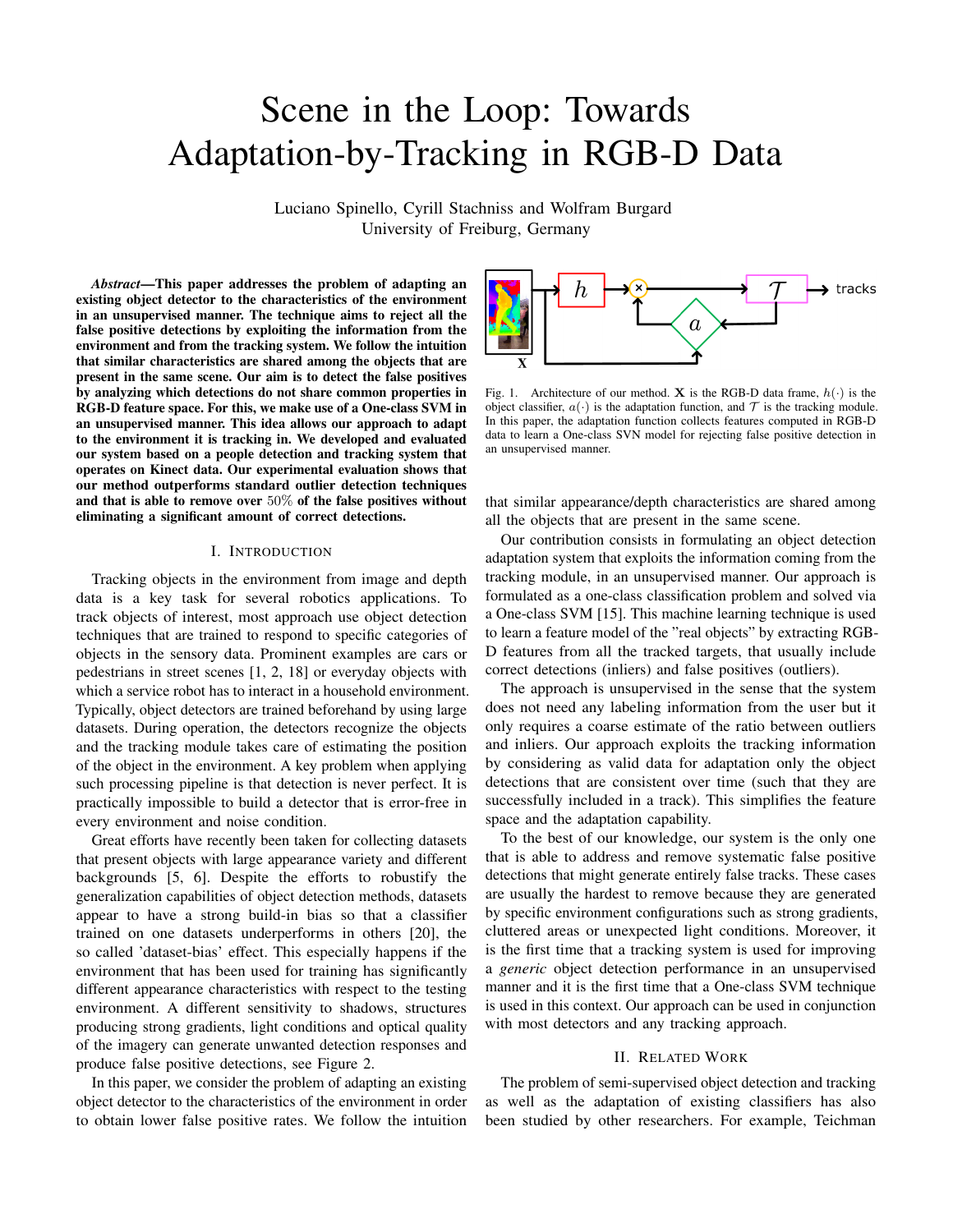# Scene in the Loop: Towards Adaptation-by-Tracking in RGB-D Data

Luciano Spinello, Cyrill Stachniss and Wolfram Burgard
University of Freiburg, Germany

***Abstract*—This paper addresses the problem of adapting an existing object detector to the characteristics of the environment in an unsupervised manner. The technique aims to reject all the false positive detections by exploiting the information from the environment and from the tracking system. We follow the intuition that similar characteristics are shared among the objects that are present in the same scene. Our aim is to detect the false positives by analyzing which detections do not share common properties in RGB-D feature space. For this, we make use of a One-class SVM in an unsupervised manner. This idea allows our approach to adapt to the environment it is tracking in. We developed and evaluated our system based on a people detection and tracking system that operates on Kinect data. Our experimental evaluation shows that our method outperforms standard outlier detection techniques and that is able to remove over $50\%$ of the false positives without eliminating a significant amount of correct detections.**

## I. Introduction

Tracking objects in the environment from image and depth data is a key task for several robotics applications. To track objects of interest, most approach use object detection techniques that are trained to respond to specific categories of objects in the sensory data. Prominent examples are cars or pedestrians in street scenes [1, 2, 18] or everyday objects with which a service robot has to interact in a household environment. Typically, object detectors are trained beforehand by using large datasets. During operation, the detectors recognize the objects and the tracking module takes care of estimating the position of the object in the environment. A key problem when applying such processing pipeline is that detection is never perfect. It is practically impossible to build a detector that is error-free in every environment and noise condition.

Great efforts have recently been taken for collecting datasets that present objects with large appearance variety and different backgrounds [5, 6]. Despite the efforts to robustify the generalization capabilities of object detection methods, datasets appear to have a strong build-in bias so that a classifier trained on one datasets underperforms in others [20], the so called 'dataset-bias' effect. This especially happens if the environment that has been used for training has significantly different appearance characteristics with respect to the testing environment. A different sensitivity to shadows, structures producing strong gradients, light conditions and optical quality of the imagery can generate unwanted detection responses and produce false positive detections, see Figure 2.

In this paper, we consider the problem of adapting an existing object detector to the characteristics of the environment in order to obtain lower false positive rates. We follow the intuition that similar appearance/depth characteristics are shared among all the objects that are present in the same scene.

Fig. 1. Architecture of our method. $\mathbf{X}$ is the RGB-D data frame, $h(\cdot)$ is the object classifier, $a(\cdot)$ is the adaptation function, and $\mathcal{T}$ is the tracking module. In this paper, the adaptation function collects features computed in RGB-D data to learn a One-class SVN model for rejecting false positive detection in an unsupervised manner.

Our contribution consists in formulating an object detection adaptation system that exploits the information coming from the tracking module, in an unsupervised manner. Our approach is formulated as a one-class classification problem and solved via a One-class SVM [15]. This machine learning technique is used to learn a feature model of the "real objects" by extracting RGB-D features from all the tracked targets, that usually include correct detections (inliers) and false positives (outliers).

The approach is unsupervised in the sense that the system does not need any labeling information from the user but it only requires a coarse estimate of the ratio between outliers and inliers. Our approach exploits the tracking information by considering as valid data for adaptation only the object detections that are consistent over time (such that they are successfully included in a track). This simplifies the feature space and the adaptation capability.

To the best of our knowledge, our system is the only one that is able to address and remove systematic false positive detections that might generate entirely false tracks. These cases are usually the hardest to remove because they are generated by specific environment configurations such as strong gradients, cluttered areas or unexpected light conditions. Moreover, it is the first time that a tracking system is used for improving a *generic* object detection performance in an unsupervised manner and it is the first time that a One-class SVM technique is used in this context. Our approach can be used in conjunction with most detectors and any tracking approach.

## II. Related Work

The problem of semi-supervised object detection and tracking as well as the adaptation of existing classifiers has also been studied by other researchers. For example, Teichman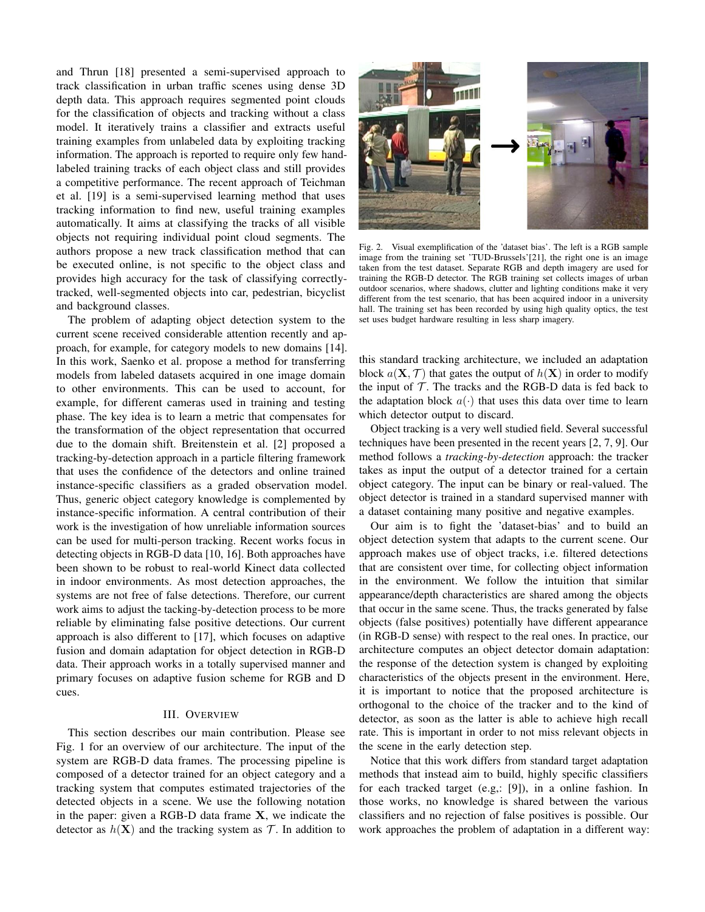and Thrun [18] presented a semi-supervised approach to track classification in urban traffic scenes using dense 3D depth data. This approach requires segmented point clouds for the classification of objects and tracking without a class model. It iteratively trains a classifier and extracts useful training examples from unlabeled data by exploiting tracking information. The approach is reported to require only few hand-labeled training tracks of each object class and still provides a competitive performance. The recent approach of Teichman et al. [19] is a semi-supervised learning method that uses tracking information to find new, useful training examples automatically. It aims at classifying the tracks of all visible objects not requiring individual point cloud segments. The authors propose a new track classification method that can be executed online, is not specific to the object class and provides high accuracy for the task of classifying correctly-tracked, well-segmented objects into car, pedestrian, bicyclist and background classes.

The problem of adapting object detection system to the current scene received considerable attention recently and approach, for example, for category models to new domains [14]. In this work, Saenko et al. propose a method for transferring models from labeled datasets acquired in one image domain to other environments. This can be used to account, for example, for different cameras used in training and testing phase. The key idea is to learn a metric that compensates for the transformation of the object representation that occurred due to the domain shift. Breitenstein et al. [2] proposed a tracking-by-detection approach in a particle filtering framework that uses the confidence of the detectors and online trained instance-specific classifiers as a graded observation model. Thus, generic object category knowledge is complemented by instance-specific information. A central contribution of their work is the investigation of how unreliable information sources can be used for multi-person tracking. Recent works focus in detecting objects in RGB-D data [10, 16]. Both approaches have been shown to be robust to real-world Kinect data collected in indoor environments. As most detection approaches, the systems are not free of false detections. Therefore, our current work aims to adjust the tacking-by-detection process to be more reliable by eliminating false positive detections. Our current approach is also different to [17], which focuses on adaptive fusion and domain adaptation for object detection in RGB-D data. Their approach works in a totally supervised manner and primary focuses on adaptive fusion scheme for RGB and D cues.

## III. Overview

This section describes our main contribution. Please see Fig. 1 for an overview of our architecture. The input of the system are RGB-D data frames. The processing pipeline is composed of a detector trained for an object category and a tracking system that computes estimated trajectories of the detected objects in a scene. We use the following notation in the paper: given a RGB-D data frame $\mathbf{X}$, we indicate the detector as $h(\mathbf{X})$ and the tracking system as $\mathcal{T}$. In addition to this standard tracking architecture, we included an adaptation block $a(\mathbf{X}, \mathcal{T})$ that gates the output of $h(\mathbf{X})$ in order to modify the input of $\mathcal{T}$. The tracks and the RGB-D data is fed back to the adaptation block $a(\cdot)$ that uses this data over time to learn which detector output to discard.

Fig. 2. Visual exemplification of the 'dataset bias'. The left is a RGB sample image from the training set 'TUD-Brussels'[21], the right one is an image taken from the test dataset. Separate RGB and depth imagery are used for training the RGB-D detector. The RGB training set collects images of urban outdoor scenarios, where shadows, clutter and lighting conditions make it very different from the test scenario, that has been acquired indoor in a university hall. The training set has been recorded by using high quality optics, the test set uses budget hardware resulting in less sharp imagery.

Object tracking is a very well studied field. Several successful techniques have been presented in the recent years [2, 7, 9]. Our method follows a *tracking-by-detection* approach: the tracker takes as input the output of a detector trained for a certain object category. The input can be binary or real-valued. The object detector is trained in a standard supervised manner with a dataset containing many positive and negative examples.

Our aim is to fight the 'dataset-bias' and to build an object detection system that adapts to the current scene. Our approach makes use of object tracks, i.e. filtered detections that are consistent over time, for collecting object information in the environment. We follow the intuition that similar appearance/depth characteristics are shared among the objects that occur in the same scene. Thus, the tracks generated by false objects (false positives) potentially have different appearance (in RGB-D sense) with respect to the real ones. In practice, our architecture computes an object detector domain adaptation: the response of the detection system is changed by exploiting characteristics of the objects present in the environment. Here, it is important to notice that the proposed architecture is orthogonal to the choice of the tracker and to the kind of detector, as soon as the latter is able to achieve high recall rate. This is important in order to not miss relevant objects in the scene in the early detection step.

Notice that this work differs from standard target adaptation methods that instead aim to build, highly specific classifiers for each tracked target (e.g.,: [9]), in a online fashion. In those works, no knowledge is shared between the various classifiers and no rejection of false positives is possible. Our work approaches the problem of adaptation in a different way: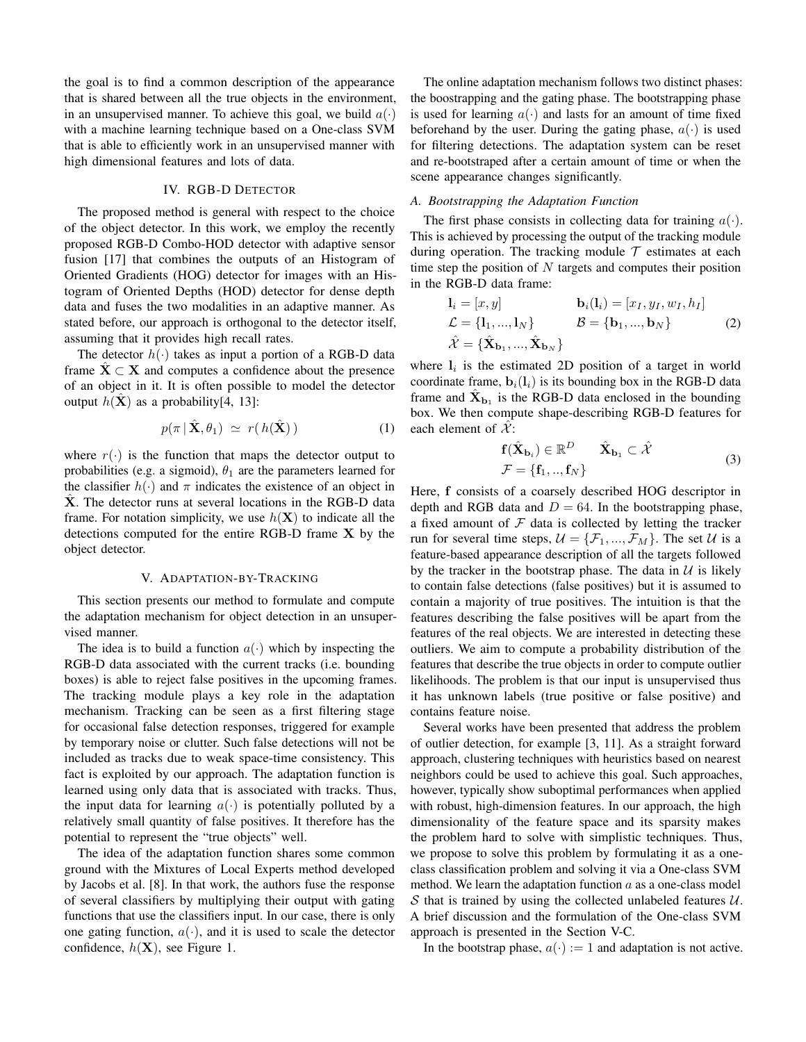the goal is to find a common description of the appearance that is shared between all the true objects in the environment, in an unsupervised manner. To achieve this goal, we build $a(\cdot)$ with a machine learning technique based on a One-class SVM that is able to efficiently work in an unsupervised manner with high dimensional features and lots of data.

## IV. RGB-D Detector

The proposed method is general with respect to the choice of the object detector. In this work, we employ the recently proposed RGB-D Combo-HOD detector with adaptive sensor fusion [17] that combines the outputs of an Histogram of Oriented Gradients (HOG) detector for images with an Histogram of Oriented Depths (HOD) detector for dense depth data and fuses the two modalities in an adaptive manner. As stated before, our approach is orthogonal to the detector itself, assuming that it provides high recall rates.

The detector $h(\cdot)$ takes as input a portion of a RGB-D data frame $\hat{\mathbf{X}} \subset \mathbf{X}$ and computes a confidence about the presence of an object in it. It is often possible to model the detector output $h(\hat{\mathbf{X}})$ as a probability[4, 13]:

$$p(\pi \,|\, \hat{\mathbf{X}}, \theta_1) \;\simeq\; r(\, h(\hat{\mathbf{X}})\,) \tag{1}$$

where $r(\cdot)$ is the function that maps the detector output to probabilities (e.g. a sigmoid), $\theta_1$ are the parameters learned for the classifier $h(\cdot)$ and $\pi$ indicates the existence of an object in $\hat{\mathbf{X}}$. The detector runs at several locations in the RGB-D data frame. For notation simplicity, we use $h(\mathbf{X})$ to indicate all the detections computed for the entire RGB-D frame $\mathbf{X}$ by the object detector.

## V. Adaptation-by-Tracking

This section presents our method to formulate and compute the adaptation mechanism for object detection in an unsupervised manner.

The idea is to build a function $a(\cdot)$ which by inspecting the RGB-D data associated with the current tracks (i.e. bounding boxes) is able to reject false positives in the upcoming frames. The tracking module plays a key role in the adaptation mechanism. Tracking can be seen as a first filtering stage for occasional false detection responses, triggered for example by temporary noise or clutter. Such false detections will not be included as tracks due to weak space-time consistency. This fact is exploited by our approach. The adaptation function is learned using only data that is associated with tracks. Thus, the input data for learning $a(\cdot)$ is potentially polluted by a relatively small quantity of false positives. It therefore has the potential to represent the "true objects" well.

The idea of the adaptation function shares some common ground with the Mixtures of Local Experts method developed by Jacobs et al. [8]. In that work, the authors fuse the response of several classifiers by multiplying their output with gating functions that use the classifiers input. In our case, there is only one gating function, $a(\cdot)$, and it is used to scale the detector confidence, $h(\mathbf{X})$, see Figure 1.

The online adaptation mechanism follows two distinct phases: the boostrapping and the gating phase. The bootstrapping phase is used for learning $a(\cdot)$ and lasts for an amount of time fixed beforehand by the user. During the gating phase, $a(\cdot)$ is used for filtering detections. The adaptation system can be reset and re-bootstraped after a certain amount of time or when the scene appearance changes significantly.

### A. Bootstrapping the Adaptation Function

The first phase consists in collecting data for training $a(\cdot)$. This is achieved by processing the output of the tracking module during operation. The tracking module $\mathcal{T}$ estimates at each time step the position of $N$ targets and computes their position in the RGB-D data frame:

$$\begin{aligned}
&\mathbf{l}_i = [x, y] && \mathbf{b}_i(\mathbf{l}_i) = [x_I, y_I, w_I, h_I] \\
&\mathcal{L} = \{\mathbf{l}_1, ..., \mathbf{l}_N\} && \mathcal{B} = \{\mathbf{b}_1, ..., \mathbf{b}_N\} \\
&\hat{\mathcal{X}} = \{\hat{\mathbf{X}}_{\mathbf{b}_1}, ..., \hat{\mathbf{X}}_{\mathbf{b}_N}\}
\end{aligned} \tag{2}$$

where $\mathbf{l}_i$ is the estimated 2D position of a target in world coordinate frame, $\mathbf{b}_i(\mathbf{l}_i)$ is its bounding box in the RGB-D data frame and $\hat{\mathbf{X}}_{\mathbf{b}_1}$ is the RGB-D data enclosed in the bounding box. We then compute shape-describing RGB-D features for each element of $\hat{\mathcal{X}}$:

$$\begin{aligned}
&\mathbf{f}(\hat{\mathbf{X}}_{\mathbf{b}_i}) \in \mathbb{R}^D \qquad \hat{\mathbf{X}}_{\mathbf{b}_1} \subset \hat{\mathcal{X}} \\
&\mathcal{F} = \{\mathbf{f}_1, .., \mathbf{f}_N\}
\end{aligned} \tag{3}$$

Here, $\mathbf{f}$ consists of a coarsely described HOG descriptor in depth and RGB data and $D = 64$. In the bootstrapping phase, a fixed amount of $\mathcal{F}$ data is collected by letting the tracker run for several time steps, $\mathcal{U} = \{\mathcal{F}_1, ..., \mathcal{F}_M\}$. The set $\mathcal{U}$ is a feature-based appearance description of all the targets followed by the tracker in the bootstrap phase. The data in $\mathcal{U}$ is likely to contain false detections (false positives) but it is assumed to contain a majority of true positives. The intuition is that the features describing the false positives will be apart from the features of the real objects. We are interested in detecting these outliers. We aim to compute a probability distribution of the features that describe the true objects in order to compute outlier likelihoods. The problem is that our input is unsupervised thus it has unknown labels (true positive or false positive) and contains feature noise.

Several works have been presented that address the problem of outlier detection, for example [3, 11]. As a straight forward approach, clustering techniques with heuristics based on nearest neighbors could be used to achieve this goal. Such approaches, however, typically show suboptimal performances when applied with robust, high-dimension features. In our approach, the high dimensionality of the feature space and its sparsity makes the problem hard to solve with simplistic techniques. Thus, we propose to solve this problem by formulating it as a one-class classification problem and solving it via a One-class SVM method. We learn the adaptation function $a$ as a one-class model $\mathcal{S}$ that is trained by using the collected unlabeled features $\mathcal{U}$. A brief discussion and the formulation of the One-class SVM approach is presented in the Section V-C.

In the bootstrap phase, $a(\cdot) := 1$ and adaptation is not active.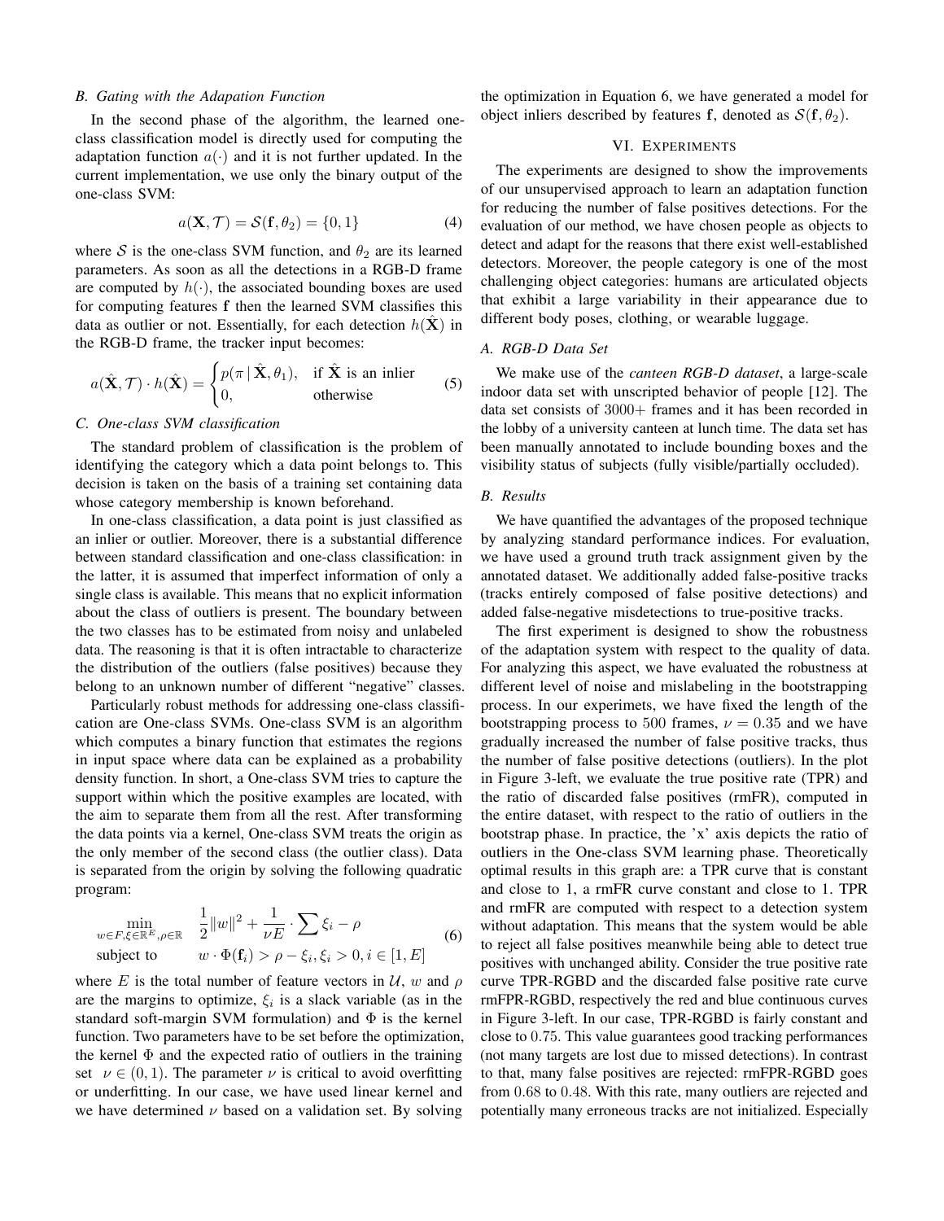### B. Gating with the Adapation Function

In the second phase of the algorithm, the learned one-class classification model is directly used for computing the adaptation function $a(\cdot)$ and it is not further updated. In the current implementation, we use only the binary output of the one-class SVM:

$$a(\mathbf{X}, \mathcal{T}) = \mathcal{S}(\mathbf{f}, \theta_2) = \{0, 1\} \tag{4}$$

where $\mathcal{S}$ is the one-class SVM function, and $\theta_2$ are its learned parameters. As soon as all the detections in a RGB-D frame are computed by $h(\cdot)$, the associated bounding boxes are used for computing features $\mathbf{f}$ then the learned SVM classifies this data as outlier or not. Essentially, for each detection $h(\hat{\mathbf{X}})$ in the RGB-D frame, the tracker input becomes:

$$a(\hat{\mathbf{X}}, \mathcal{T}) \cdot h(\hat{\mathbf{X}}) = \begin{cases} p(\pi \mid \hat{\mathbf{X}}, \theta_1), & \text{if } \hat{\mathbf{X}} \text{ is an inlier} \\ 0, & \text{otherwise} \end{cases} \tag{5}$$

### C. One-class SVM classification

The standard problem of classification is the problem of identifying the category which a data point belongs to. This decision is taken on the basis of a training set containing data whose category membership is known beforehand.

In one-class classification, a data point is just classified as an inlier or outlier. Moreover, there is a substantial difference between standard classification and one-class classification: in the latter, it is assumed that imperfect information of only a single class is available. This means that no explicit information about the class of outliers is present. The boundary between the two classes has to be estimated from noisy and unlabeled data. The reasoning is that it is often intractable to characterize the distribution of the outliers (false positives) because they belong to an unknown number of different "negative" classes.

Particularly robust methods for addressing one-class classification are One-class SVMs. One-class SVM is an algorithm which computes a binary function that estimates the regions in input space where data can be explained as a probability density function. In short, a One-class SVM tries to capture the support within which the positive examples are located, with the aim to separate them from all the rest. After transforming the data points via a kernel, One-class SVM treats the origin as the only member of the second class (the outlier class). Data is separated from the origin by solving the following quadratic program:

$$\begin{aligned} \min_{w \in F, \xi \in \mathbb{R}^E, \rho \in \mathbb{R}} \quad & \frac{1}{2}\|w\|^2 + \frac{1}{\nu E} \cdot \sum \xi_i - \rho \\ \text{subject to} \quad & w \cdot \Phi(\mathbf{f}_i) > \rho - \xi_i, \xi_i > 0, i \in [1, E] \end{aligned} \tag{6}$$

where $E$ is the total number of feature vectors in $\mathcal{U}$, $w$ and $\rho$ are the margins to optimize, $\xi_i$ is a slack variable (as in the standard soft-margin SVM formulation) and $\Phi$ is the kernel function. Two parameters have to be set before the optimization, the kernel $\Phi$ and the expected ratio of outliers in the training set $\nu \in (0, 1)$. The parameter $\nu$ is critical to avoid overfitting or underfitting. In our case, we have used linear kernel and we have determined $\nu$ based on a validation set. By solving the optimization in Equation 6, we have generated a model for object inliers described by features $\mathbf{f}$, denoted as $\mathcal{S}(\mathbf{f}, \theta_2)$.

## VI. Experiments

The experiments are designed to show the improvements of our unsupervised approach to learn an adaptation function for reducing the number of false positives detections. For the evaluation of our method, we have chosen people as objects to detect and adapt for the reasons that there exist well-established detectors. Moreover, the people category is one of the most challenging object categories: humans are articulated objects that exhibit a large variability in their appearance due to different body poses, clothing, or wearable luggage.

### A. RGB-D Data Set

We make use of the *canteen RGB-D dataset*, a large-scale indoor data set with unscripted behavior of people [12]. The data set consists of 3000+ frames and it has been recorded in the lobby of a university canteen at lunch time. The data set has been manually annotated to include bounding boxes and the visibility status of subjects (fully visible/partially occluded).

### B. Results

We have quantified the advantages of the proposed technique by analyzing standard performance indices. For evaluation, we have used a ground truth track assignment given by the annotated dataset. We additionally added false-positive tracks (tracks entirely composed of false positive detections) and added false-negative misdetections to true-positive tracks.

The first experiment is designed to show the robustness of the adaptation system with respect to the quality of data. For analyzing this aspect, we have evaluated the robustness at different level of noise and mislabeling in the bootstrapping process. In our experimets, we have fixed the length of the bootstrapping process to 500 frames, $\nu = 0.35$ and we have gradually increased the number of false positive tracks, thus the number of false positive detections (outliers). In the plot in Figure 3-left, we evaluate the true positive rate (TPR) and the ratio of discarded false positives (rmFR), computed in the entire dataset, with respect to the ratio of outliers in the bootstrap phase. In practice, the 'x' axis depicts the ratio of outliers in the One-class SVM learning phase. Theoretically optimal results in this graph are: a TPR curve that is constant and close to 1, a rmFR curve constant and close to 1. TPR and rmFR are computed with respect to a detection system without adaptation. This means that the system would be able to reject all false positives meanwhile being able to detect true positives with unchanged ability. Consider the true positive rate curve TPR-RGBD and the discarded false positive rate curve rmFPR-RGBD, respectively the red and blue continuous curves in Figure 3-left. In our case, TPR-RGBD is fairly constant and close to 0.75. This value guarantees good tracking performances (not many targets are lost due to missed detections). In contrast to that, many false positives are rejected: rmFPR-RGBD goes from 0.68 to 0.48. With this rate, many outliers are rejected and potentially many erroneous tracks are not initialized. Especially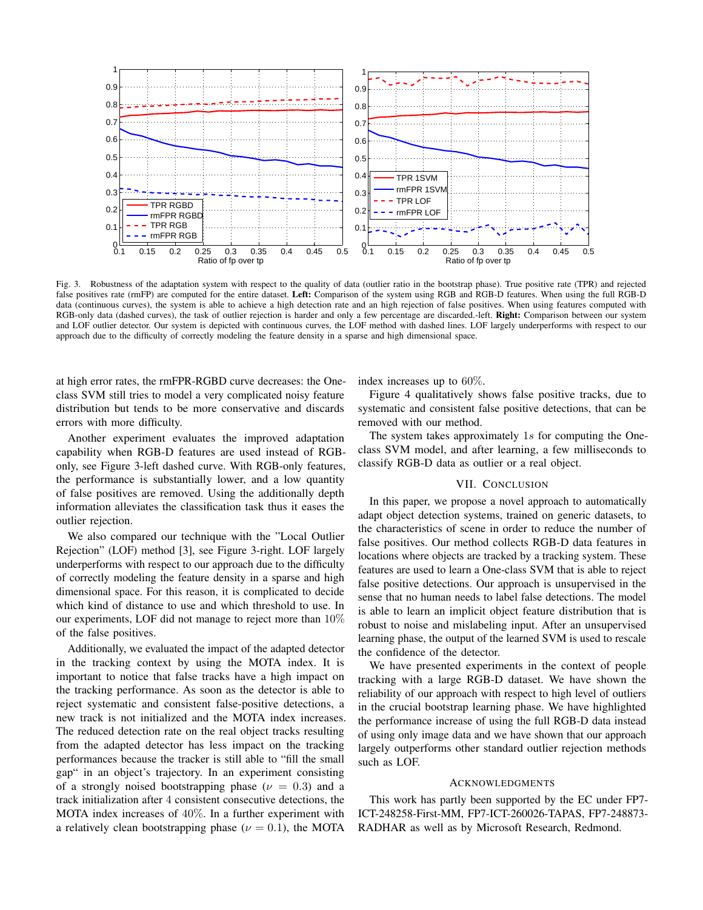1
0.9
0.8
0.7
0.6
0.5
0.4
0.3
0.2
0.1
0
0.1 0.15 0.2 0.25 0.3 0.35 0.4 0.45 0.5
Ratio of fp over tp
TPR RGBD
rmFPR RGBD
TPR RGB
rmFPR RGB

1
0.9
0.8
0.7
0.6
0.5
0.4
0.3
0.2
0.1
0
0.1 0.15 0.2 0.25 0.3 0.35 0.4 0.45 0.5
Ratio of fp over tp
TPR 1SVM
rmFPR 1SVM
TPR LOF
rmFPR LOF

Fig. 3. Robustness of the adaptation system with respect to the quality of data (outlier ratio in the bootstrap phase). True positive rate (TPR) and rejected false positives rate (rmFP) are computed for the entire dataset. **Left:** Comparison of the system using RGB and RGB-D features. When using the full RGB-D data (continuous curves), the system is able to achieve a high detection rate and an high rejection of false positives. When using features computed with RGB-only data (dashed curves), the task of outlier rejection is harder and only a few percentage are discarded.-left. **Right:** Comparison between our system and LOF outlier detector. Our system is depicted with continuous curves, the LOF method with dashed lines. LOF largely underperforms with respect to our approach due to the difficulty of correctly modeling the feature density in a sparse and high dimensional space.

at high error rates, the rmFPR-RGBD curve decreases: the One-class SVM still tries to model a very complicated noisy feature distribution but tends to be more conservative and discards errors with more difficulty.

Another experiment evaluates the improved adaptation capability when RGB-D features are used instead of RGB-only, see Figure 3-left dashed curve. With RGB-only features, the performance is substantially lower, and a low quantity of false positives are removed. Using the additionally depth information alleviates the classification task thus it eases the outlier rejection.

We also compared our technique with the "Local Outlier Rejection" (LOF) method [3], see Figure 3-right. LOF largely underperforms with respect to our approach due to the difficulty of correctly modeling the feature density in a sparse and high dimensional space. For this reason, it is complicated to decide which kind of distance to use and which threshold to use. In our experiments, LOF did not manage to reject more than $10\%$ of the false positives.

Additionally, we evaluated the impact of the adapted detector in the tracking context by using the MOTA index. It is important to notice that false tracks have a high impact on the tracking performance. As soon as the detector is able to reject systematic and consistent false-positive detections, a new track is not initialized and the MOTA index increases. The reduced detection rate on the real object tracks resulting from the adapted detector has less impact on the tracking performances because the tracker is still able to "fill the small gap" in an object's trajectory. In an experiment consisting of a strongly noised bootstrapping phase ($\nu = 0.3$) and a track initialization after 4 consistent consecutive detections, the MOTA index increases of $40\%$. In a further experiment with a relatively clean bootstrapping phase ($\nu = 0.1$), the MOTA index increases up to $60\%$.

Figure 4 qualitatively shows false positive tracks, due to systematic and consistent false positive detections, that can be removed with our method.

The system takes approximately $1s$ for computing the One-class SVM model, and after learning, a few milliseconds to classify RGB-D data as outlier or a real object.

## VII. Conclusion

In this paper, we propose a novel approach to automatically adapt object detection systems, trained on generic datasets, to the characteristics of scene in order to reduce the number of false positives. Our method collects RGB-D data features in locations where objects are tracked by a tracking system. These features are used to learn a One-class SVM that is able to reject false positive detections. Our approach is unsupervised in the sense that no human needs to label false detections. The model is able to learn an implicit object feature distribution that is robust to noise and mislabeling input. After an unsupervised learning phase, the output of the learned SVM is used to rescale the confidence of the detector.

We have presented experiments in the context of people tracking with a large RGB-D dataset. We have shown the reliability of our approach with respect to high level of outliers in the crucial bootstrap learning phase. We have highlighted the performance increase of using the full RGB-D data instead of using only image data and we have shown that our approach largely outperforms other standard outlier rejection methods such as LOF.

## Acknowledgments

This work has partly been supported by the EC under FP7-ICT-248258-First-MM, FP7-ICT-260026-TAPAS, FP7-248873-RADHAR as well as by Microsoft Research, Redmond.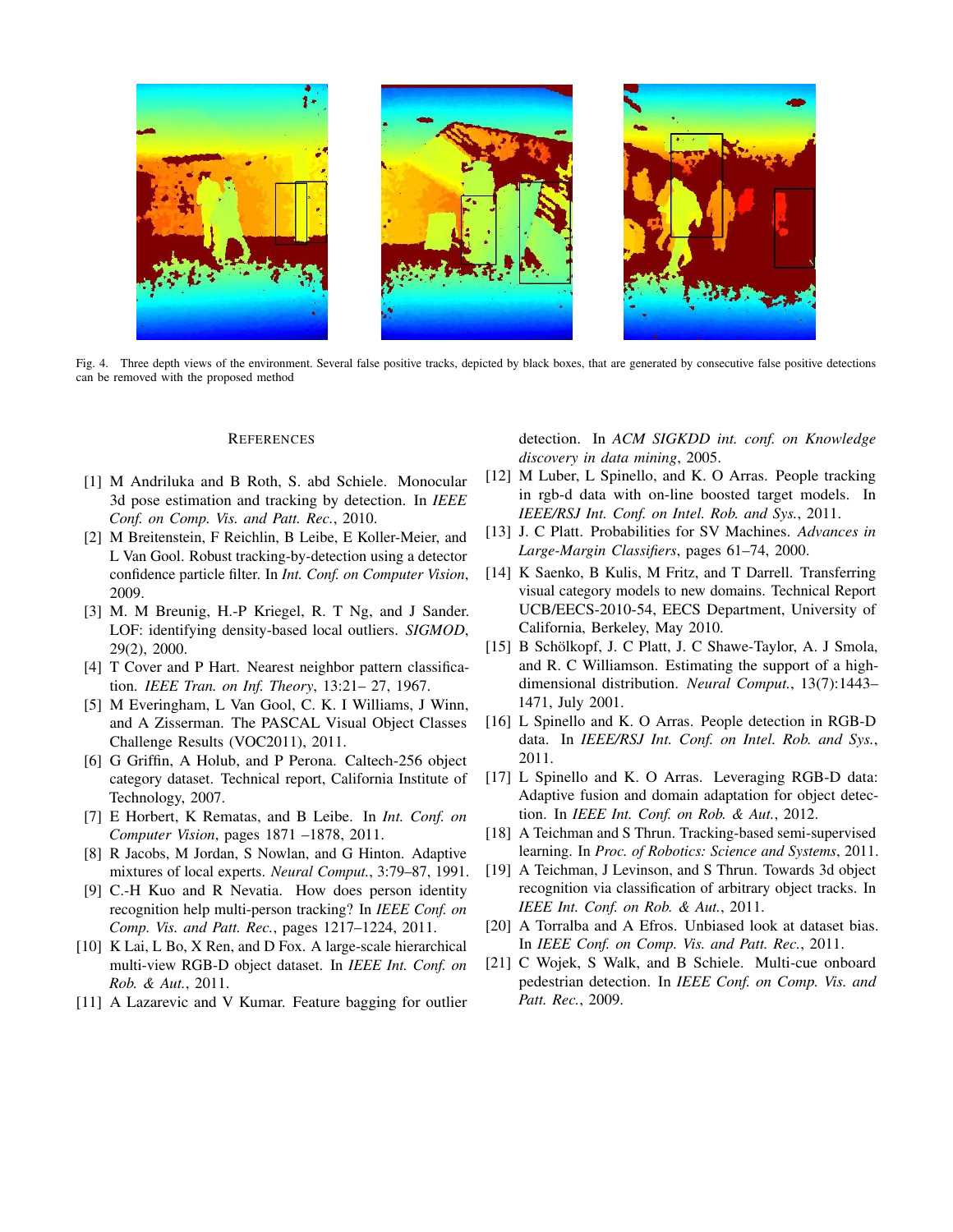Fig. 4. Three depth views of the environment. Several false positive tracks, depicted by black boxes, that are generated by consecutive false positive detections can be removed with the proposed method

## REFERENCES

[1] M Andriluka and B Roth, S. abd Schiele. Monocular 3d pose estimation and tracking by detection. In *IEEE Conf. on Comp. Vis. and Patt. Rec.*, 2010.

[2] M Breitenstein, F Reichlin, B Leibe, E Koller-Meier, and L Van Gool. Robust tracking-by-detection using a detector confidence particle filter. In *Int. Conf. on Computer Vision*, 2009.

[3] M. M Breunig, H.-P Kriegel, R. T Ng, and J Sander. LOF: identifying density-based local outliers. *SIGMOD*, 29(2), 2000.

[4] T Cover and P Hart. Nearest neighbor pattern classification. *IEEE Tran. on Inf. Theory*, 13:21– 27, 1967.

[5] M Everingham, L Van Gool, C. K. I Williams, J Winn, and A Zisserman. The PASCAL Visual Object Classes Challenge Results (VOC2011), 2011.

[6] G Griffin, A Holub, and P Perona. Caltech-256 object category dataset. Technical report, California Institute of Technology, 2007.

[7] E Horbert, K Rematas, and B Leibe. In *Int. Conf. on Computer Vision*, pages 1871 –1878, 2011.

[8] R Jacobs, M Jordan, S Nowlan, and G Hinton. Adaptive mixtures of local experts. *Neural Comput.*, 3:79–87, 1991.

[9] C.-H Kuo and R Nevatia. How does person identity recognition help multi-person tracking? In *IEEE Conf. on Comp. Vis. and Patt. Rec.*, pages 1217–1224, 2011.

[10] K Lai, L Bo, X Ren, and D Fox. A large-scale hierarchical multi-view RGB-D object dataset. In *IEEE Int. Conf. on Rob. & Aut.*, 2011.

[11] A Lazarevic and V Kumar. Feature bagging for outlier detection. In *ACM SIGKDD int. conf. on Knowledge discovery in data mining*, 2005.

[12] M Luber, L Spinello, and K. O Arras. People tracking in rgb-d data with on-line boosted target models. In *IEEE/RSJ Int. Conf. on Intel. Rob. and Sys.*, 2011.

[13] J. C Platt. Probabilities for SV Machines. *Advances in Large-Margin Classifiers*, pages 61–74, 2000.

[14] K Saenko, B Kulis, M Fritz, and T Darrell. Transferring visual category models to new domains. Technical Report UCB/EECS-2010-54, EECS Department, University of California, Berkeley, May 2010.

[15] B Schölkopf, J. C Platt, J. C Shawe-Taylor, A. J Smola, and R. C Williamson. Estimating the support of a high-dimensional distribution. *Neural Comput.*, 13(7):1443–1471, July 2001.

[16] L Spinello and K. O Arras. People detection in RGB-D data. In *IEEE/RSJ Int. Conf. on Intel. Rob. and Sys.*, 2011.

[17] L Spinello and K. O Arras. Leveraging RGB-D data: Adaptive fusion and domain adaptation for object detection. In *IEEE Int. Conf. on Rob. & Aut.*, 2012.

[18] A Teichman and S Thrun. Tracking-based semi-supervised learning. In *Proc. of Robotics: Science and Systems*, 2011.

[19] A Teichman, J Levinson, and S Thrun. Towards 3d object recognition via classification of arbitrary object tracks. In *IEEE Int. Conf. on Rob. & Aut.*, 2011.

[20] A Torralba and A Efros. Unbiased look at dataset bias. In *IEEE Conf. on Comp. Vis. and Patt. Rec.*, 2011.

[21] C Wojek, S Walk, and B Schiele. Multi-cue onboard pedestrian detection. In *IEEE Conf. on Comp. Vis. and Patt. Rec.*, 2009.